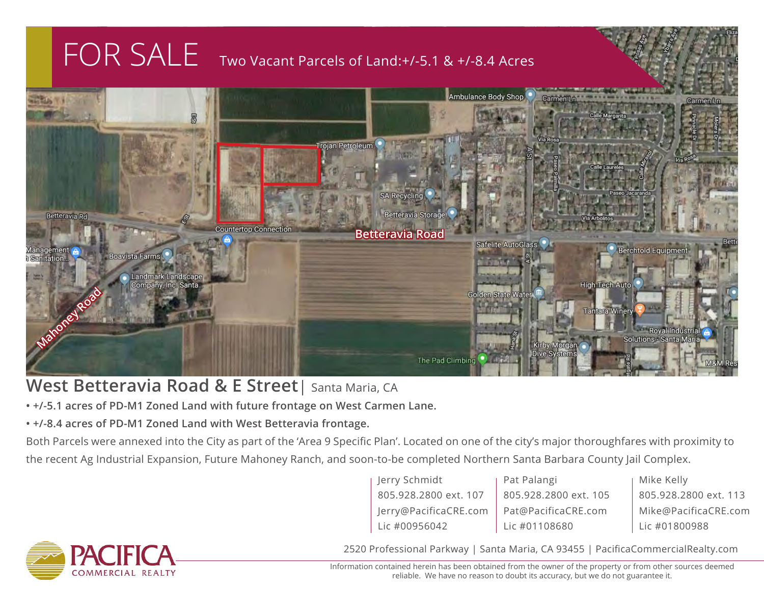# FOR SALE

Two Vacant Parcels of Land:+/-5.1 & +/-8.4 Acres

## West Betteravia Road & E Street | Santa Maria, CA

- **+/-5.1 acres of PD-M1 Zoned Land with future frontage on West Carmen Lane.**
- **+/-8.4 acres of PD-M1 Zoned Land with West Betteravia frontage.**

Both Parcels were annexed into the City as part of the 'Area 9 Specific Plan'. Located on one of the city's major thoroughfares with proximity to the recent Ag Industrial Expansion, Future Mahoney Ranch, and soon-to-be completed Northern Santa Barbara County Jail Complex.

| Jerry Schmidt | Pat Palangi | Mike Kelly |
|---|---|---|
| 805.928.2800 ext. 107 | 805.928.2800 ext. 105 | 805.928.2800 ext. 113 |
| Jerry@PacificaCRE.com | Pat@PacificaCRE.com | Mike@PacificaCRE.com |
| Lic #00956042 | Lic #01108680 | Lic #01800988 |

PACIFICA COMMERCIAL REALTY

2520 Professional Parkway | Santa Maria, CA 93455 | PacificaCommercialRealty.com

Information contained herein has been obtained from the owner of the property or from other sources deemed reliable. We have no reason to doubt its accuracy, but we do not guarantee it.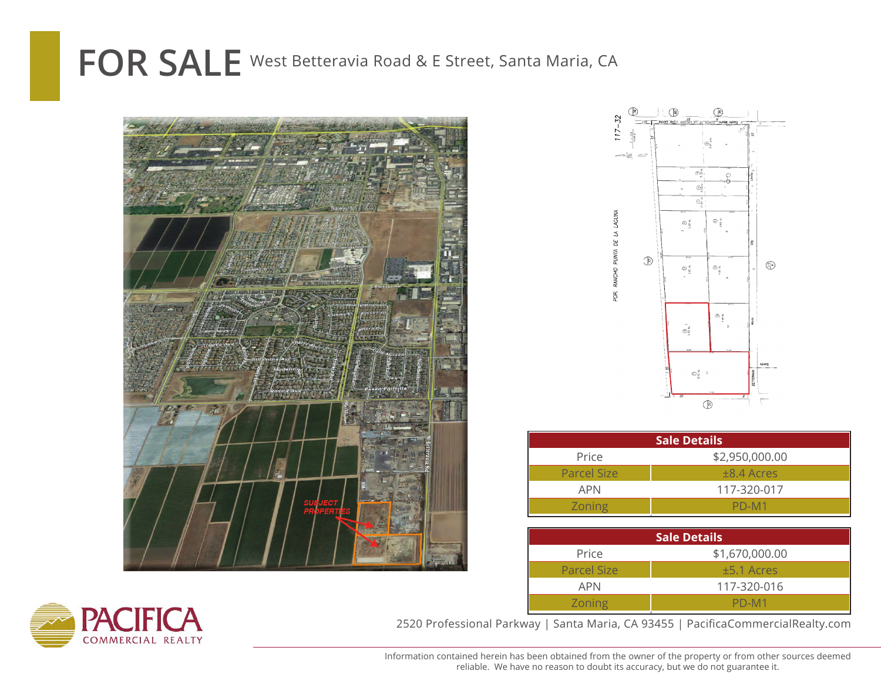# FOR SALE West Betteravia Road & E Street, Santa Maria, CA

| Sale Details | |
|---|---|
| Price | $2,950,000.00 |
| Parcel Size | ±8.4 Acres |
| APN | 117-320-017 |
| Zoning | PD-M1 |

| Sale Details | |
|---|---|
| Price | $1,670,000.00 |
| Parcel Size | ±5.1 Acres |
| APN | 117-320-016 |
| Zoning | PD-M1 |

PACIFICA COMMERCIAL REALTY

2520 Professional Parkway | Santa Maria, CA 93455 | PacificaCommercialRealty.com

Information contained herein has been obtained from the owner of the property or from other sources deemed reliable. We have no reason to doubt its accuracy, but we do not guarantee it.